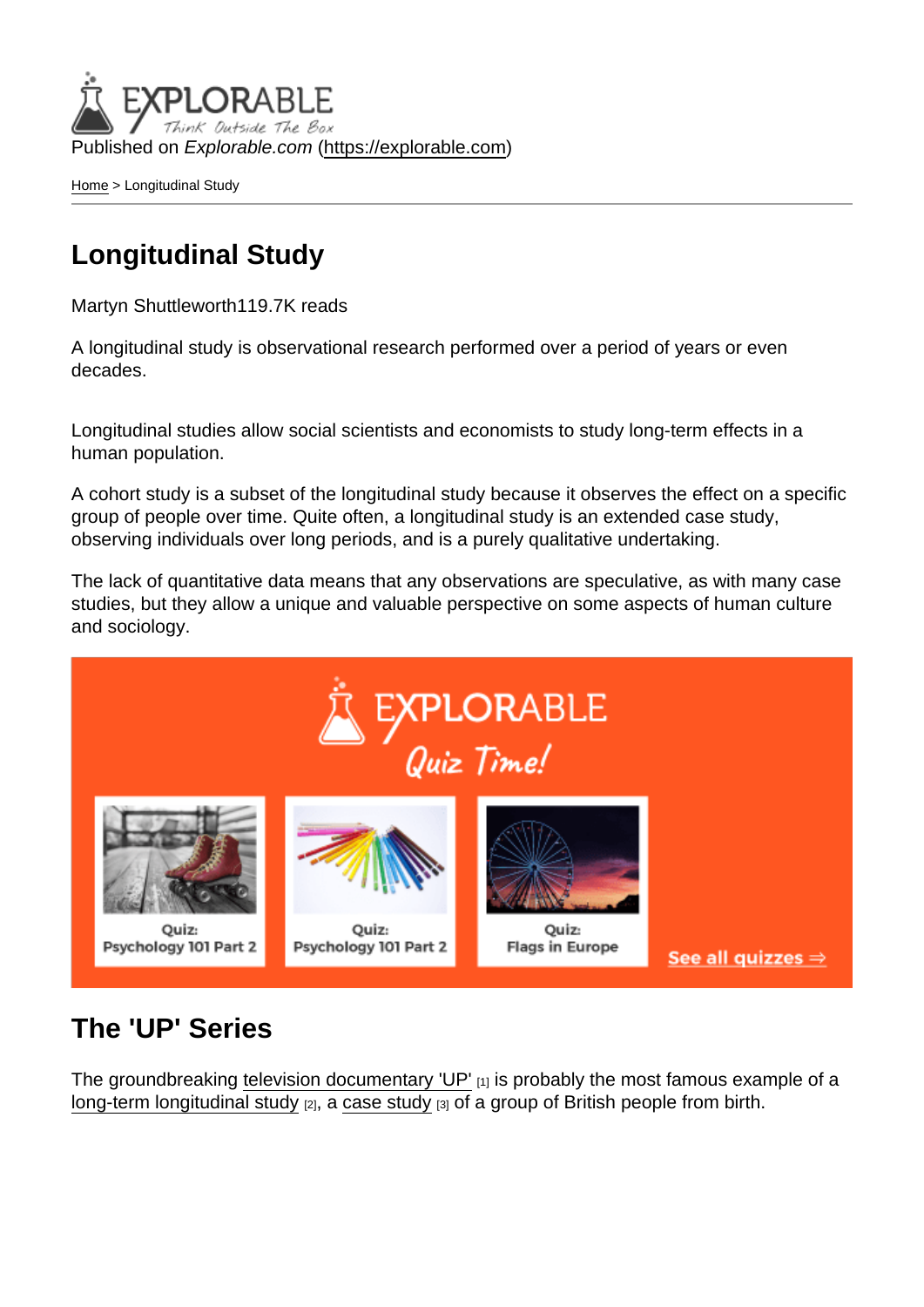Published on *Explorable.com* (https://explorable.com)

Home > Longitudinal Study

# Longitudinal Study

Martyn Shuttleworth119.7K reads

A longitudinal study is observational research performed over a period of years or even decades.

Longitudinal studies allow social scientists and economists to study long-term effects in a human population.

A cohort study is a subset of the longitudinal study because it observes the effect on a specific group of people over time. Quite often, a longitudinal study is an extended case study, observing individuals over long periods, and is a purely qualitative undertaking.

The lack of quantitative data means that any observations are speculative, as with many case studies, but they allow a unique and valuable perspective on some aspects of human culture and sociology.

## The 'UP' Series

The groundbreaking television documentary 'UP' [1] is probably the most famous example of a long-term longitudinal study [2], a case study [3] of a group of British people from birth.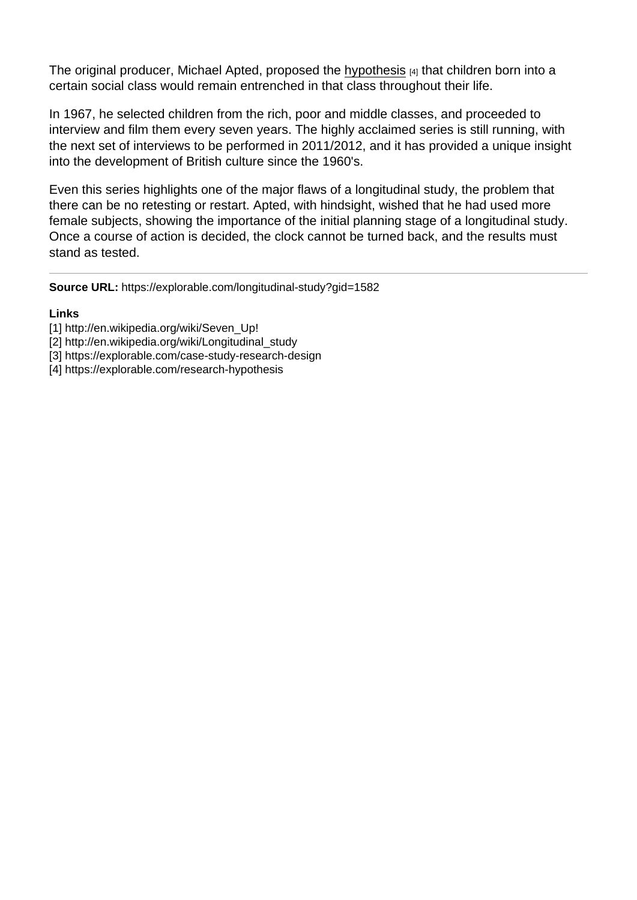The original producer, Michael Apted, proposed the hypothesis [4] that children born into a certain social class would remain entrenched in that class throughout their life.

In 1967, he selected children from the rich, poor and middle classes, and proceeded to interview and film them every seven years. The highly acclaimed series is still running, with the next set of interviews to be performed in 2011/2012, and it has provided a unique insight into the development of British culture since the 1960's.

Even this series highlights one of the major flaws of a longitudinal study, the problem that there can be no retesting or restart. Apted, with hindsight, wished that he had used more female subjects, showing the importance of the initial planning stage of a longitudinal study. Once a course of action is decided, the clock cannot be turned back, and the results must stand as tested.

---

**Source URL:** https://explorable.com/longitudinal-study?gid=1582

**Links**

[1] http://en.wikipedia.org/wiki/Seven_Up!
[2] http://en.wikipedia.org/wiki/Longitudinal_study
[3] https://explorable.com/case-study-research-design
[4] https://explorable.com/research-hypothesis